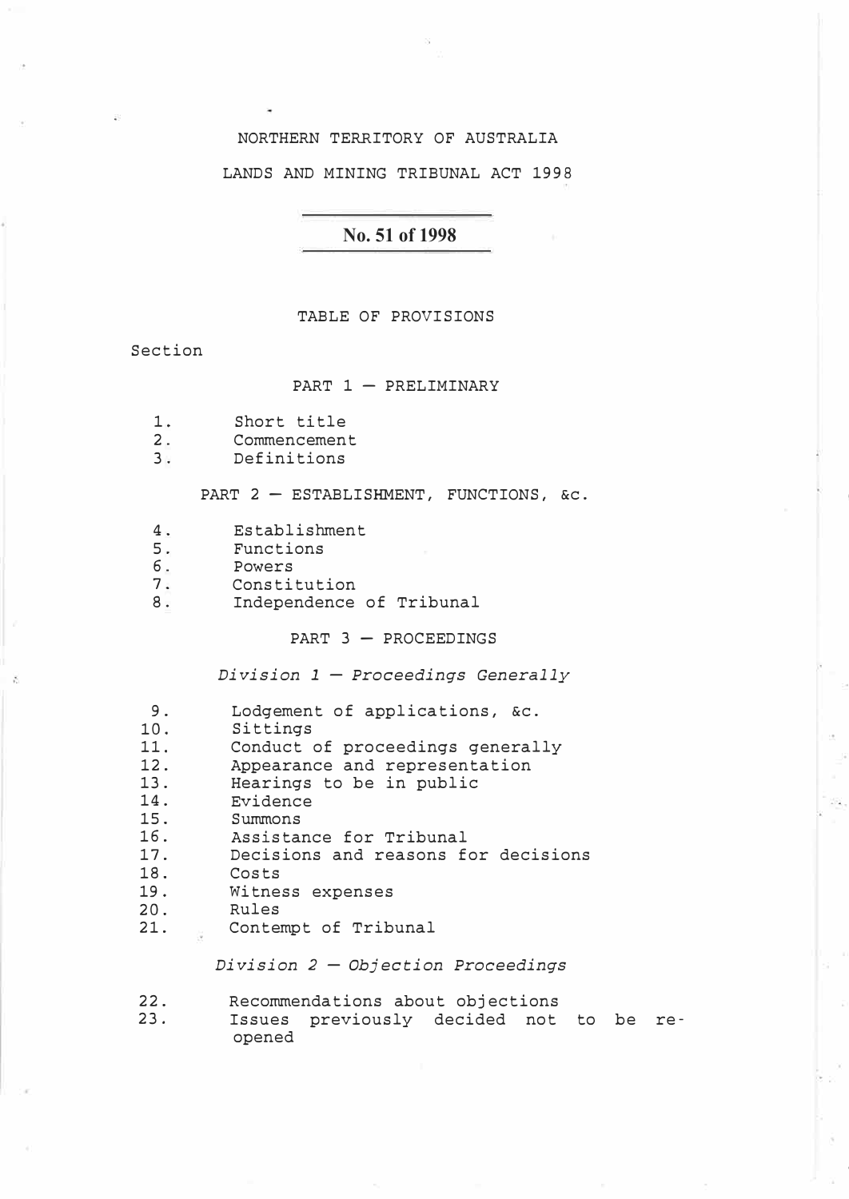NORTHERN TERRITORY OF AUSTRALIA

# LANDS AND MINING TRIBUNAL ACT 1998

**No. 51 of 1998**

TABLE OF PROVISIONS

Section

## PART 1 — PRELIMINARY

1. Short title
2. Commencement
3. Definitions

## PART 2 — ESTABLISHMENT, FUNCTIONS, &c.

4. Establishment
5. Functions
6. Powers
7. Constitution
8. Independence of Tribunal

## PART 3 — PROCEEDINGS

### *Division 1 — Proceedings Generally*

9. Lodgement of applications, &c.
10. Sittings
11. Conduct of proceedings generally
12. Appearance and representation
13. Hearings to be in public
14. Evidence
15. Summons
16. Assistance for Tribunal
17. Decisions and reasons for decisions
18. Costs
19. Witness expenses
20. Rules
21. Contempt of Tribunal

### *Division 2 — Objection Proceedings*

22. Recommendations about objections
23. Issues previously decided not to be re-opened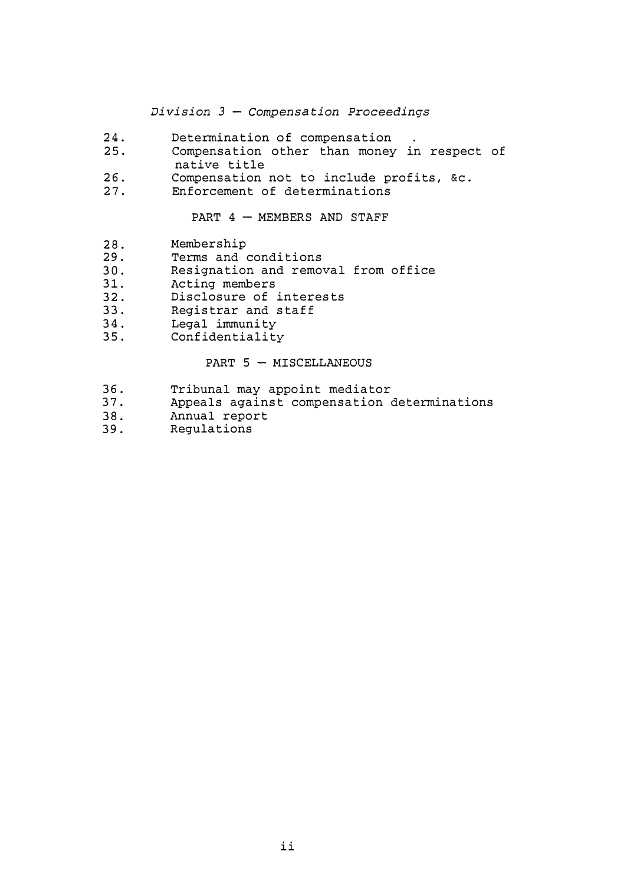*Division 3 — Compensation Proceedings*

24. Determination of compensation
25. Compensation other than money in respect of native title
26. Compensation not to include profits, &c.
27. Enforcement of determinations

PART 4 — MEMBERS AND STAFF

28. Membership
29. Terms and conditions
30. Resignation and removal from office
31. Acting members
32. Disclosure of interests
33. Registrar and staff
34. Legal immunity
35. Confidentiality

PART 5 — MISCELLANEOUS

36. Tribunal may appoint mediator
37. Appeals against compensation determinations
38. Annual report
39. Regulations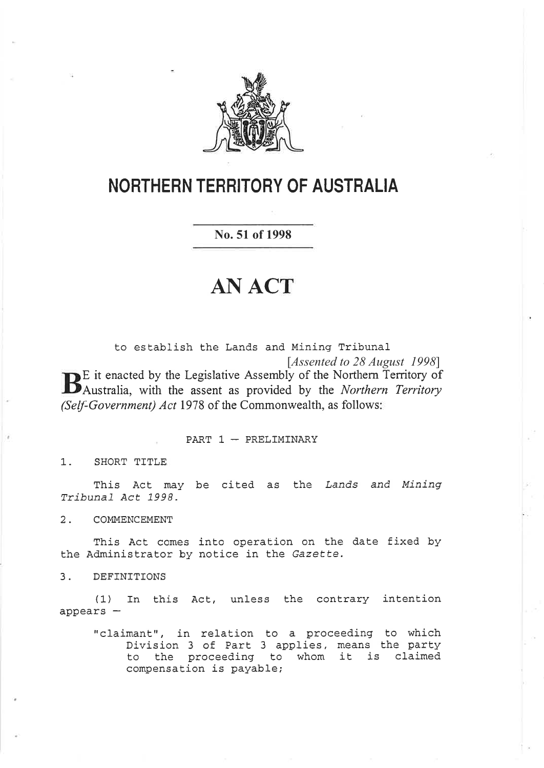# NORTHERN TERRITORY OF AUSTRALIA

**No. 51 of 1998**

# AN ACT

to establish the Lands and Mining Tribunal

*[Assented to 28 August 1998]*

BE it enacted by the Legislative Assembly of the Northern Territory of Australia, with the assent as provided by the *Northern Territory (Self-Government) Act* 1978 of the Commonwealth, as follows:

PART 1 — PRELIMINARY

1. SHORT TITLE

This Act may be cited as the *Lands and Mining Tribunal Act 1998*.

2. COMMENCEMENT

This Act comes into operation on the date fixed by the Administrator by notice in the *Gazette*.

3. DEFINITIONS

(1) In this Act, unless the contrary intention appears —

"claimant", in relation to a proceeding to which Division 3 of Part 3 applies, means the party to the proceeding to whom it is claimed compensation is payable;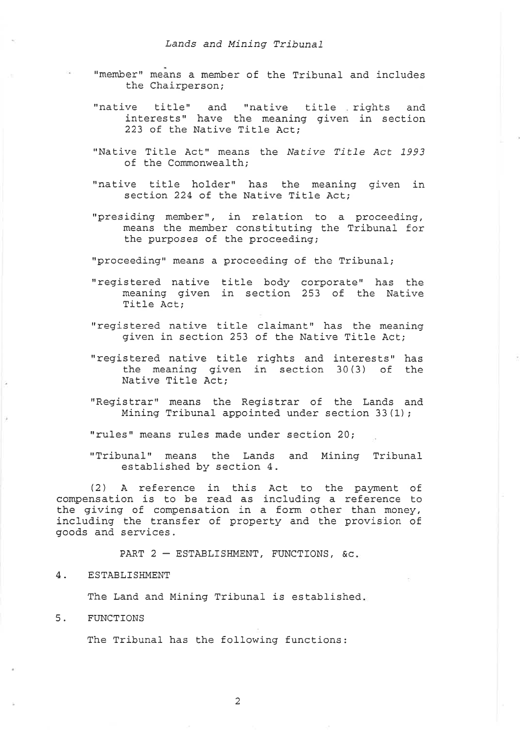"member" means a member of the Tribunal and includes the Chairperson;

"native title" and "native title rights and interests" have the meaning given in section 223 of the Native Title Act;

"Native Title Act" means the *Native Title Act 1993* of the Commonwealth;

"native title holder" has the meaning given in section 224 of the Native Title Act;

"presiding member", in relation to a proceeding, means the member constituting the Tribunal for the purposes of the proceeding;

"proceeding" means a proceeding of the Tribunal;

"registered native title body corporate" has the meaning given in section 253 of the Native Title Act;

"registered native title claimant" has the meaning given in section 253 of the Native Title Act;

"registered native title rights and interests" has the meaning given in section 30(3) of the Native Title Act;

"Registrar" means the Registrar of the Lands and Mining Tribunal appointed under section 33(1);

"rules" means rules made under section 20;

"Tribunal" means the Lands and Mining Tribunal established by section 4.

(2) A reference in this Act to the payment of compensation is to be read as including a reference to the giving of compensation in a form other than money, including the transfer of property and the provision of goods and services.

## PART 2 — ESTABLISHMENT, FUNCTIONS, &c.

### 4. ESTABLISHMENT

The Land and Mining Tribunal is established.

### 5. FUNCTIONS

The Tribunal has the following functions: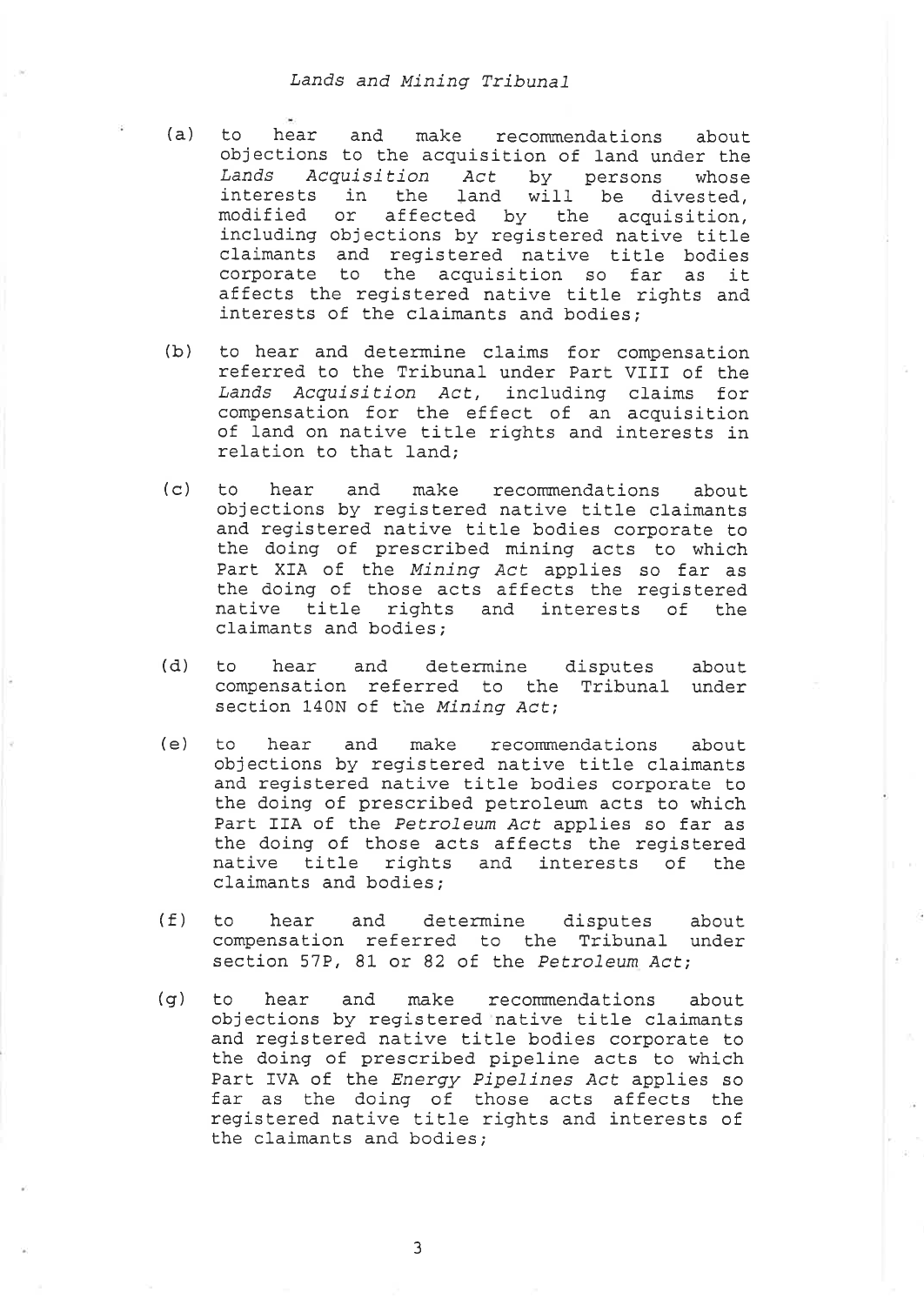(a) to hear and make recommendations about objections to the acquisition of land under the *Lands Acquisition Act* by persons whose interests in the land will be divested, modified or affected by the acquisition, including objections by registered native title claimants and registered native title bodies corporate to the acquisition so far as it affects the registered native title rights and interests of the claimants and bodies;

(b) to hear and determine claims for compensation referred to the Tribunal under Part VIII of the *Lands Acquisition Act*, including claims for compensation for the effect of an acquisition of land on native title rights and interests in relation to that land;

(c) to hear and make recommendations about objections by registered native title claimants and registered native title bodies corporate to the doing of prescribed mining acts to which Part XIA of the *Mining Act* applies so far as the doing of those acts affects the registered native title rights and interests of the claimants and bodies;

(d) to hear and determine disputes about compensation referred to the Tribunal under section 140N of the *Mining Act*;

(e) to hear and make recommendations about objections by registered native title claimants and registered native title bodies corporate to the doing of prescribed petroleum acts to which Part IIA of the *Petroleum Act* applies so far as the doing of those acts affects the registered native title rights and interests of the claimants and bodies;

(f) to hear and determine disputes about compensation referred to the Tribunal under section 57P, 81 or 82 of the *Petroleum Act*;

(g) to hear and make recommendations about objections by registered native title claimants and registered native title bodies corporate to the doing of prescribed pipeline acts to which Part IVA of the *Energy Pipelines Act* applies so far as the doing of those acts affects the registered native title rights and interests of the claimants and bodies;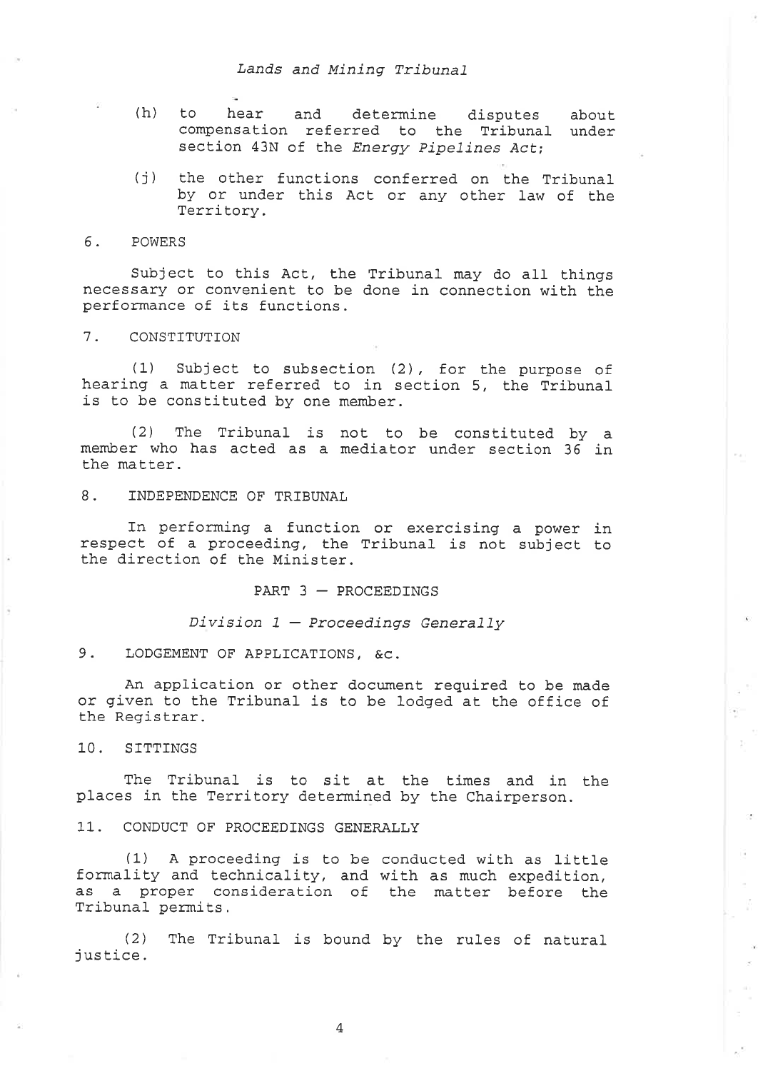(h) to hear and determine disputes about compensation referred to the Tribunal under section 43N of the *Energy Pipelines Act*;

(j) the other functions conferred on the Tribunal by or under this Act or any other law of the Territory.

### 6. POWERS

Subject to this Act, the Tribunal may do all things necessary or convenient to be done in connection with the performance of its functions.

### 7. CONSTITUTION

(1) Subject to subsection (2), for the purpose of hearing a matter referred to in section 5, the Tribunal is to be constituted by one member.

(2) The Tribunal is not to be constituted by a member who has acted as a mediator under section 36 in the matter.

### 8. INDEPENDENCE OF TRIBUNAL

In performing a function or exercising a power in respect of a proceeding, the Tribunal is not subject to the direction of the Minister.

## PART 3 — PROCEEDINGS

### *Division 1 — Proceedings Generally*

### 9. LODGEMENT OF APPLICATIONS, &c.

An application or other document required to be made or given to the Tribunal is to be lodged at the office of the Registrar.

### 10. SITTINGS

The Tribunal is to sit at the times and in the places in the Territory determined by the Chairperson.

### 11. CONDUCT OF PROCEEDINGS GENERALLY

(1) A proceeding is to be conducted with as little formality and technicality, and with as much expedition, as a proper consideration of the matter before the Tribunal permits.

(2) The Tribunal is bound by the rules of natural justice.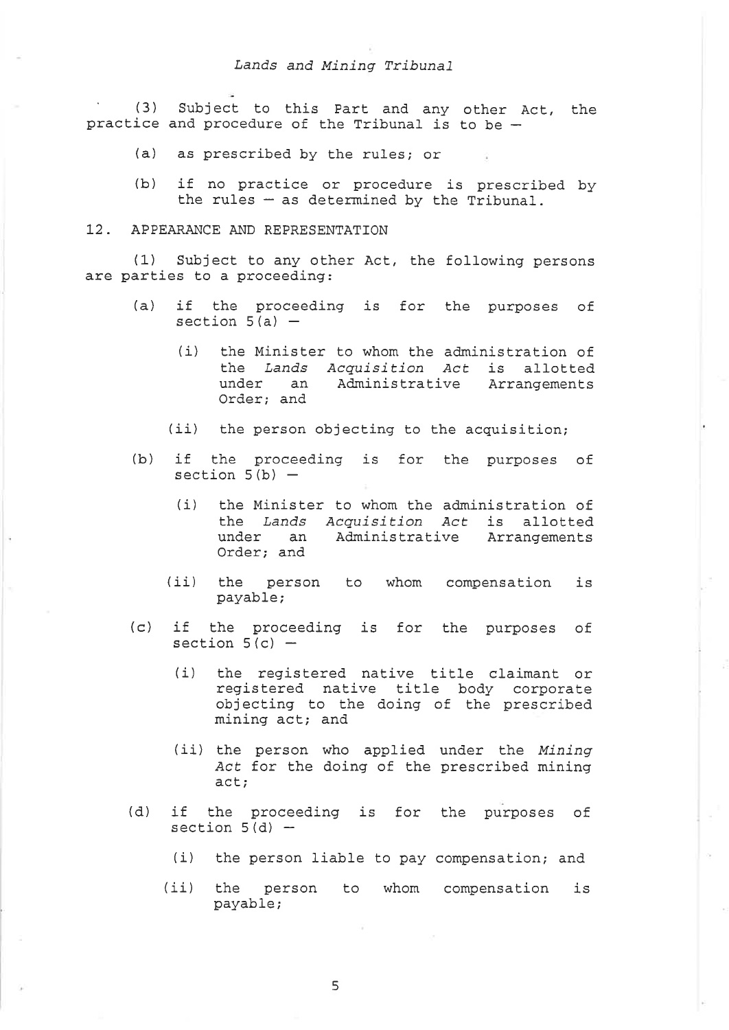(3) Subject to this Part and any other Act, the practice and procedure of the Tribunal is to be –

(a) as prescribed by the rules; or

(b) if no practice or procedure is prescribed by the rules – as determined by the Tribunal.

## 12. APPEARANCE AND REPRESENTATION

(1) Subject to any other Act, the following persons are parties to a proceeding:

(a) if the proceeding is for the purposes of section 5(a) –

(i) the Minister to whom the administration of the *Lands Acquisition Act* is allotted under an Administrative Arrangements Order; and

(ii) the person objecting to the acquisition;

(b) if the proceeding is for the purposes of section 5(b) –

(i) the Minister to whom the administration of the *Lands Acquisition Act* is allotted under an Administrative Arrangements Order; and

(ii) the person to whom compensation is payable;

(c) if the proceeding is for the purposes of section 5(c) –

(i) the registered native title claimant or registered native title body corporate objecting to the doing of the prescribed mining act; and

(ii) the person who applied under the *Mining Act* for the doing of the prescribed mining act;

(d) if the proceeding is for the purposes of section 5(d) –

(i) the person liable to pay compensation; and

(ii) the person to whom compensation is payable;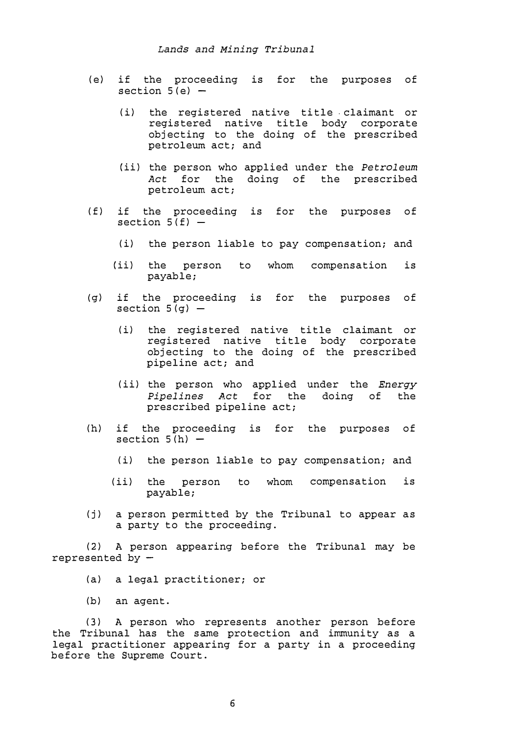(e) if the proceeding is for the purposes of section 5(e) –

   (i) the registered native title claimant or registered native title body corporate objecting to the doing of the prescribed petroleum act; and

   (ii) the person who applied under the *Petroleum Act* for the doing of the prescribed petroleum act;

(f) if the proceeding is for the purposes of section 5(f) –

   (i) the person liable to pay compensation; and

   (ii) the person to whom compensation is payable;

(g) if the proceeding is for the purposes of section 5(g) –

   (i) the registered native title claimant or registered native title body corporate objecting to the doing of the prescribed pipeline act; and

   (ii) the person who applied under the *Energy Pipelines Act* for the doing of the prescribed pipeline act;

(h) if the proceeding is for the purposes of section 5(h) –

   (i) the person liable to pay compensation; and

   (ii) the person to whom compensation is payable;

(j) a person permitted by the Tribunal to appear as a party to the proceeding.

(2) A person appearing before the Tribunal may be represented by –

(a) a legal practitioner; or

(b) an agent.

(3) A person who represents another person before the Tribunal has the same protection and immunity as a legal practitioner appearing for a party in a proceeding before the Supreme Court.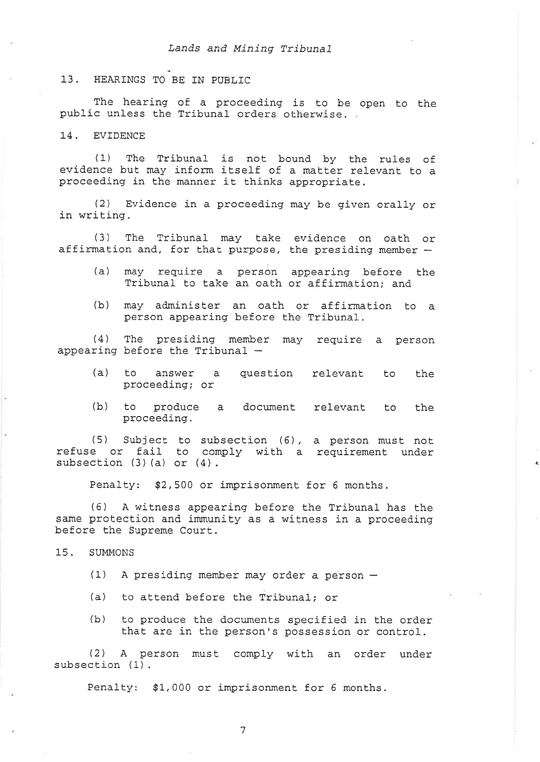## 13. HEARINGS TO BE IN PUBLIC

The hearing of a proceeding is to be open to the public unless the Tribunal orders otherwise.

## 14. EVIDENCE

(1) The Tribunal is not bound by the rules of evidence but may inform itself of a matter relevant to a proceeding in the manner it thinks appropriate.

(2) Evidence in a proceeding may be given orally or in writing.

(3) The Tribunal may take evidence on oath or affirmation and, for that purpose, the presiding member –

- (a) may require a person appearing before the Tribunal to take an oath or affirmation; and
- (b) may administer an oath or affirmation to a person appearing before the Tribunal.

(4) The presiding member may require a person appearing before the Tribunal –

- (a) to answer a question relevant to the proceeding; or
- (b) to produce a document relevant to the proceeding.

(5) Subject to subsection (6), a person must not refuse or fail to comply with a requirement under subsection (3)(a) or (4).

Penalty: $2,500 or imprisonment for 6 months.

(6) A witness appearing before the Tribunal has the same protection and immunity as a witness in a proceeding before the Supreme Court.

## 15. SUMMONS

(1) A presiding member may order a person –

- (a) to attend before the Tribunal; or
- (b) to produce the documents specified in the order that are in the person's possession or control.

(2) A person must comply with an order under subsection (1).

Penalty: $1,000 or imprisonment for 6 months.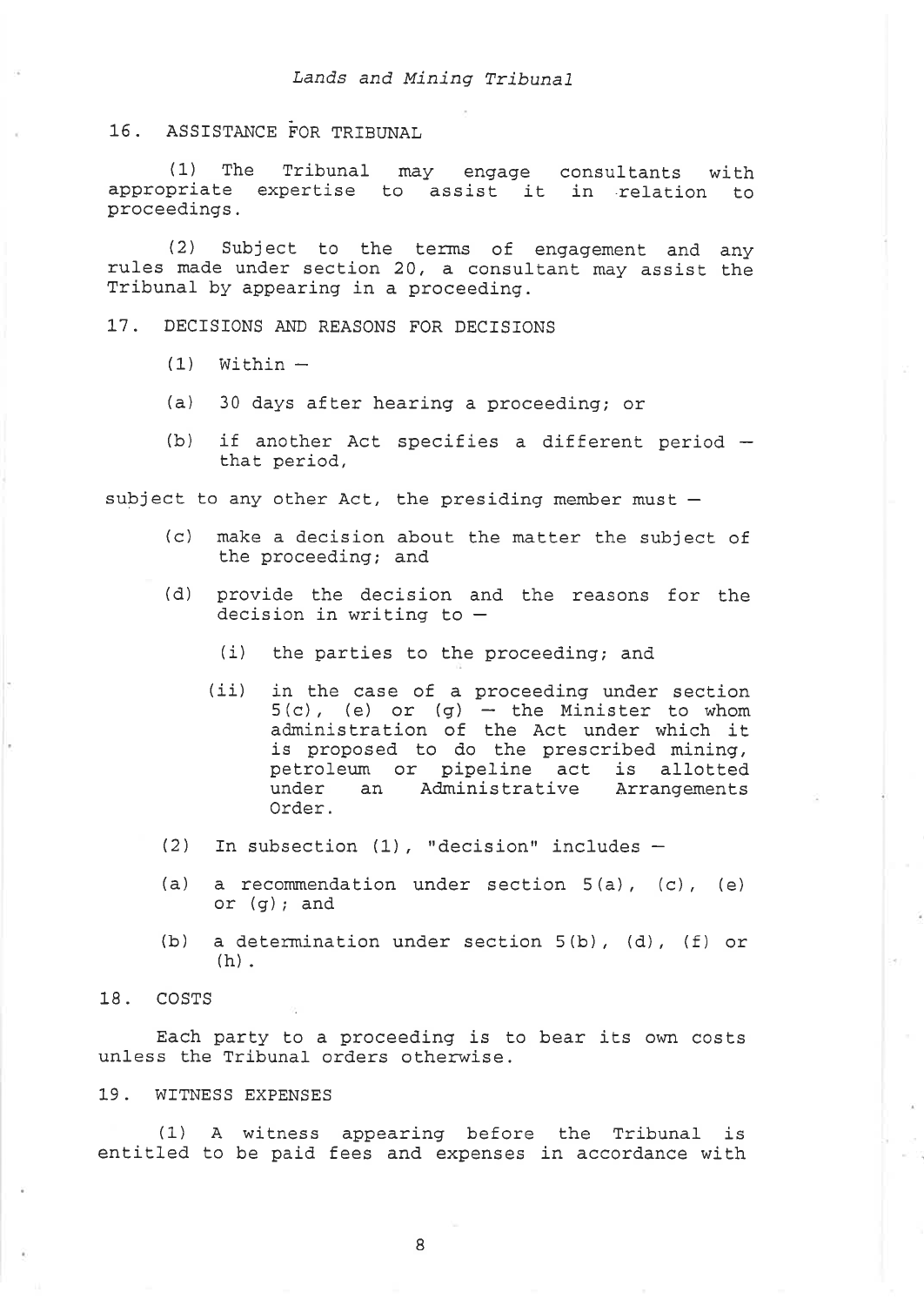### 16. ASSISTANCE FOR TRIBUNAL

(1) The Tribunal may engage consultants with appropriate expertise to assist it in relation to proceedings.

(2) Subject to the terms of engagement and any rules made under section 20, a consultant may assist the Tribunal by appearing in a proceeding.

### 17. DECISIONS AND REASONS FOR DECISIONS

(1) Within –

(a) 30 days after hearing a proceeding; or

(b) if another Act specifies a different period – that period,

subject to any other Act, the presiding member must –

(c) make a decision about the matter the subject of the proceeding; and

(d) provide the decision and the reasons for the decision in writing to –

(i) the parties to the proceeding; and

(ii) in the case of a proceeding under section 5(c), (e) or (g) – the Minister to whom administration of the Act under which it is proposed to do the prescribed mining, petroleum or pipeline act is allotted under an Administrative Arrangements Order.

(2) In subsection (1), "decision" includes –

(a) a recommendation under section 5(a), (c), (e) or (g); and

(b) a determination under section 5(b), (d), (f) or (h).

### 18. COSTS

Each party to a proceeding is to bear its own costs unless the Tribunal orders otherwise.

### 19. WITNESS EXPENSES

(1) A witness appearing before the Tribunal is entitled to be paid fees and expenses in accordance with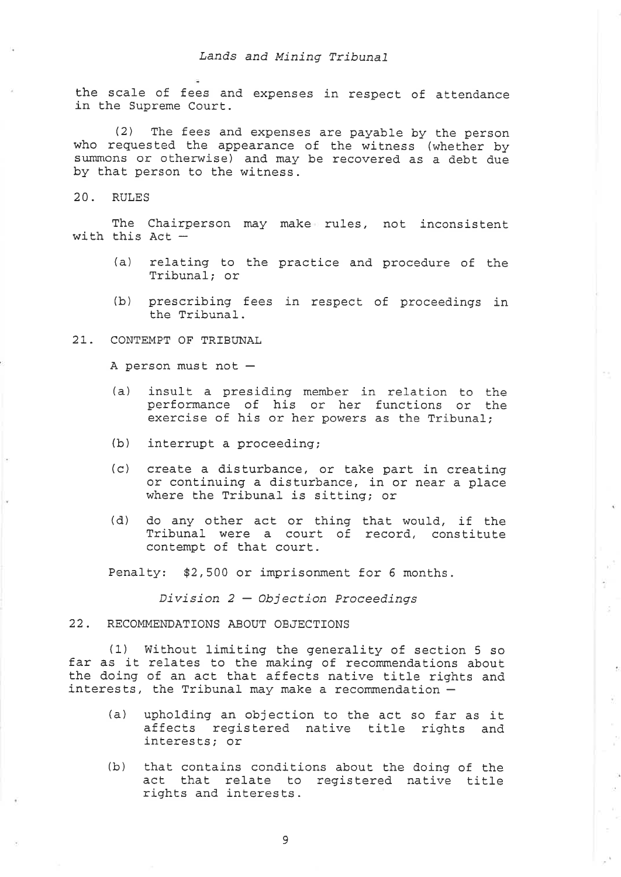the scale of fees and expenses in respect of attendance in the Supreme Court.

(2) The fees and expenses are payable by the person who requested the appearance of the witness (whether by summons or otherwise) and may be recovered as a debt due by that person to the witness.

20. RULES

The Chairperson may make rules, not inconsistent with this Act –

(a) relating to the practice and procedure of the Tribunal; or

(b) prescribing fees in respect of proceedings in the Tribunal.

21. CONTEMPT OF TRIBUNAL

A person must not –

(a) insult a presiding member in relation to the performance of his or her functions or the exercise of his or her powers as the Tribunal;

(b) interrupt a proceeding;

(c) create a disturbance, or take part in creating or continuing a disturbance, in or near a place where the Tribunal is sitting; or

(d) do any other act or thing that would, if the Tribunal were a court of record, constitute contempt of that court.

Penalty: $2,500 or imprisonment for 6 months.

*Division 2 – Objection Proceedings*

22. RECOMMENDATIONS ABOUT OBJECTIONS

(1) Without limiting the generality of section 5 so far as it relates to the making of recommendations about the doing of an act that affects native title rights and interests, the Tribunal may make a recommendation –

(a) upholding an objection to the act so far as it affects registered native title rights and interests; or

(b) that contains conditions about the doing of the act that relate to registered native title rights and interests.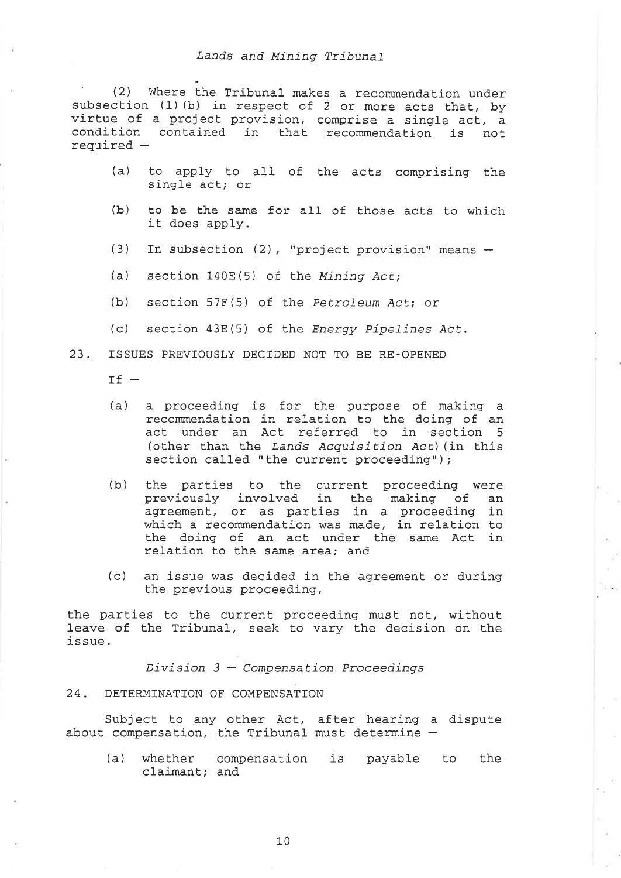(2) Where the Tribunal makes a recommendation under subsection (1)(b) in respect of 2 or more acts that, by virtue of a project provision, comprise a single act, a condition contained in that recommendation is not required –

(a) to apply to all of the acts comprising the single act; or

(b) to be the same for all of those acts to which it does apply.

(3) In subsection (2), "project provision" means –

(a) section 140E(5) of the *Mining Act*;

(b) section 57F(5) of the *Petroleum Act*; or

(c) section 43E(5) of the *Energy Pipelines Act*.

23. ISSUES PREVIOUSLY DECIDED NOT TO BE RE-OPENED

If –

(a) a proceeding is for the purpose of making a recommendation in relation to the doing of an act under an Act referred to in section 5 (other than the *Lands Acquisition Act*)(in this section called "the current proceeding");

(b) the parties to the current proceeding were previously involved in the making of an agreement, or as parties in a proceeding in which a recommendation was made, in relation to the doing of an act under the same Act in relation to the same area; and

(c) an issue was decided in the agreement or during the previous proceeding,

the parties to the current proceeding must not, without leave of the Tribunal, seek to vary the decision on the issue.

*Division 3 – Compensation Proceedings*

24. DETERMINATION OF COMPENSATION

Subject to any other Act, after hearing a dispute about compensation, the Tribunal must determine –

(a) whether compensation is payable to the claimant; and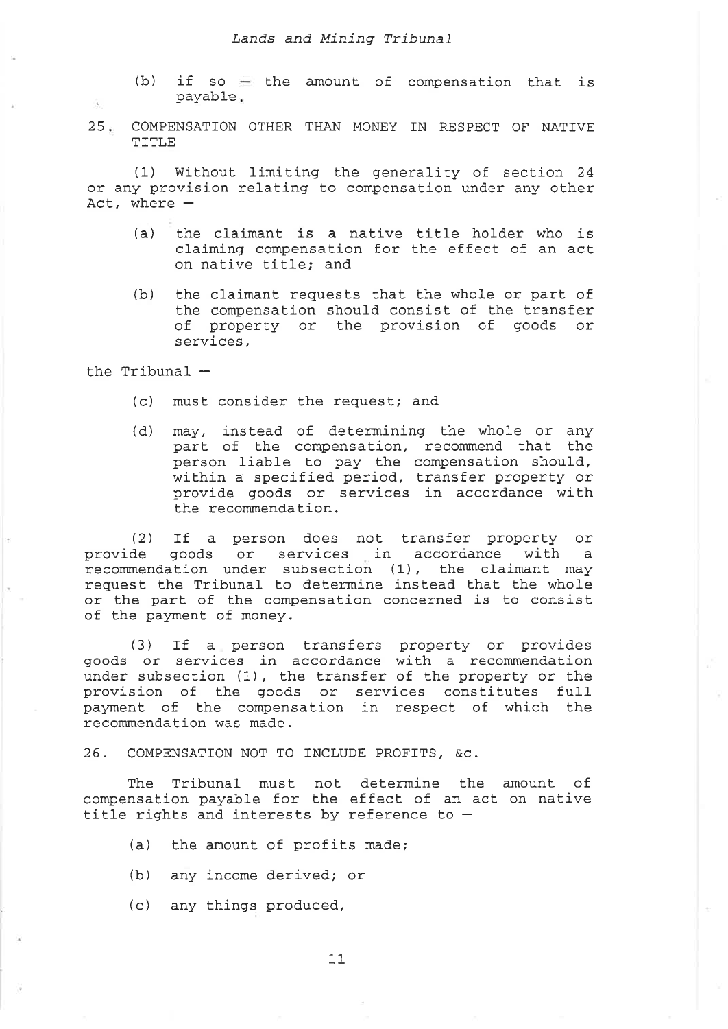(b) if so — the amount of compensation that is payable.

## 25. COMPENSATION OTHER THAN MONEY IN RESPECT OF NATIVE TITLE

(1) Without limiting the generality of section 24 or any provision relating to compensation under any other Act, where —

(a) the claimant is a native title holder who is claiming compensation for the effect of an act on native title; and

(b) the claimant requests that the whole or part of the compensation should consist of the transfer of property or the provision of goods or services,

the Tribunal —

(c) must consider the request; and

(d) may, instead of determining the whole or any part of the compensation, recommend that the person liable to pay the compensation should, within a specified period, transfer property or provide goods or services in accordance with the recommendation.

(2) If a person does not transfer property or provide goods or services in accordance with a recommendation under subsection (1), the claimant may request the Tribunal to determine instead that the whole or the part of the compensation concerned is to consist of the payment of money.

(3) If a person transfers property or provides goods or services in accordance with a recommendation under subsection (1), the transfer of the property or the provision of the goods or services constitutes full payment of the compensation in respect of which the recommendation was made.

## 26. COMPENSATION NOT TO INCLUDE PROFITS, &c.

The Tribunal must not determine the amount of compensation payable for the effect of an act on native title rights and interests by reference to —

(a) the amount of profits made;

(b) any income derived; or

(c) any things produced,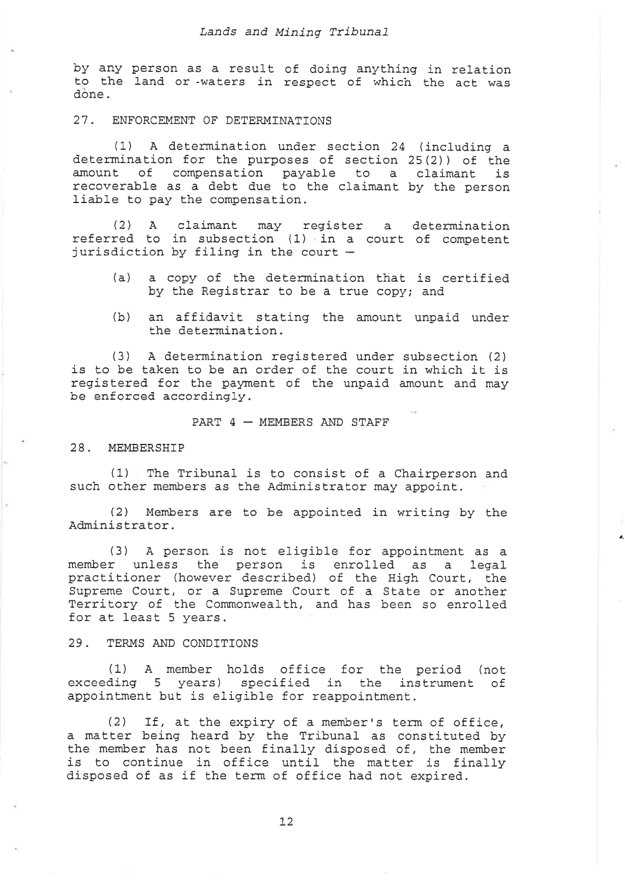by any person as a result of doing anything in relation to the land or waters in respect of which the act was done.

### 27. ENFORCEMENT OF DETERMINATIONS

(1) A determination under section 24 (including a determination for the purposes of section 25(2)) of the amount of compensation payable to a claimant is recoverable as a debt due to the claimant by the person liable to pay the compensation.

(2) A claimant may register a determination referred to in subsection (1) in a court of competent jurisdiction by filing in the court –

(a) a copy of the determination that is certified by the Registrar to be a true copy; and

(b) an affidavit stating the amount unpaid under the determination.

(3) A determination registered under subsection (2) is to be taken to be an order of the court in which it is registered for the payment of the unpaid amount and may be enforced accordingly.

## PART 4 – MEMBERS AND STAFF

### 28. MEMBERSHIP

(1) The Tribunal is to consist of a Chairperson and such other members as the Administrator may appoint.

(2) Members are to be appointed in writing by the Administrator.

(3) A person is not eligible for appointment as a member unless the person is enrolled as a legal practitioner (however described) of the High Court, the Supreme Court, or a Supreme Court of a State or another Territory of the Commonwealth, and has been so enrolled for at least 5 years.

### 29. TERMS AND CONDITIONS

(1) A member holds office for the period (not exceeding 5 years) specified in the instrument of appointment but is eligible for reappointment.

(2) If, at the expiry of a member's term of office, a matter being heard by the Tribunal as constituted by the member has not been finally disposed of, the member is to continue in office until the matter is finally disposed of as if the term of office had not expired.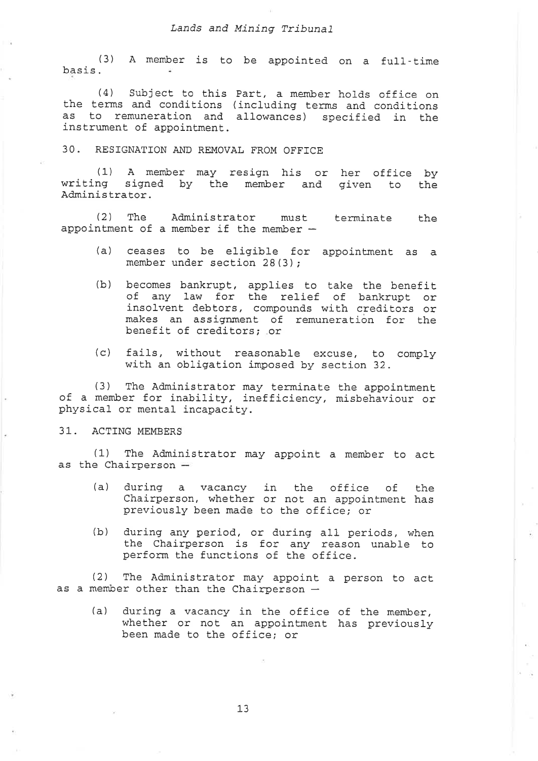(3) A member is to be appointed on a full-time basis.

(4) Subject to this Part, a member holds office on the terms and conditions (including terms and conditions as to remuneration and allowances) specified in the instrument of appointment.

## 30. RESIGNATION AND REMOVAL FROM OFFICE

(1) A member may resign his or her office by writing signed by the member and given to the Administrator.

(2) The Administrator must terminate the appointment of a member if the member –

(a) ceases to be eligible for appointment as a member under section 28(3);

(b) becomes bankrupt, applies to take the benefit of any law for the relief of bankrupt or insolvent debtors, compounds with creditors or makes an assignment of remuneration for the benefit of creditors; or

(c) fails, without reasonable excuse, to comply with an obligation imposed by section 32.

(3) The Administrator may terminate the appointment of a member for inability, inefficiency, misbehaviour or physical or mental incapacity.

## 31. ACTING MEMBERS

(1) The Administrator may appoint a member to act as the Chairperson –

(a) during a vacancy in the office of the Chairperson, whether or not an appointment has previously been made to the office; or

(b) during any period, or during all periods, when the Chairperson is for any reason unable to perform the functions of the office.

(2) The Administrator may appoint a person to act as a member other than the Chairperson –

(a) during a vacancy in the office of the member, whether or not an appointment has previously been made to the office; or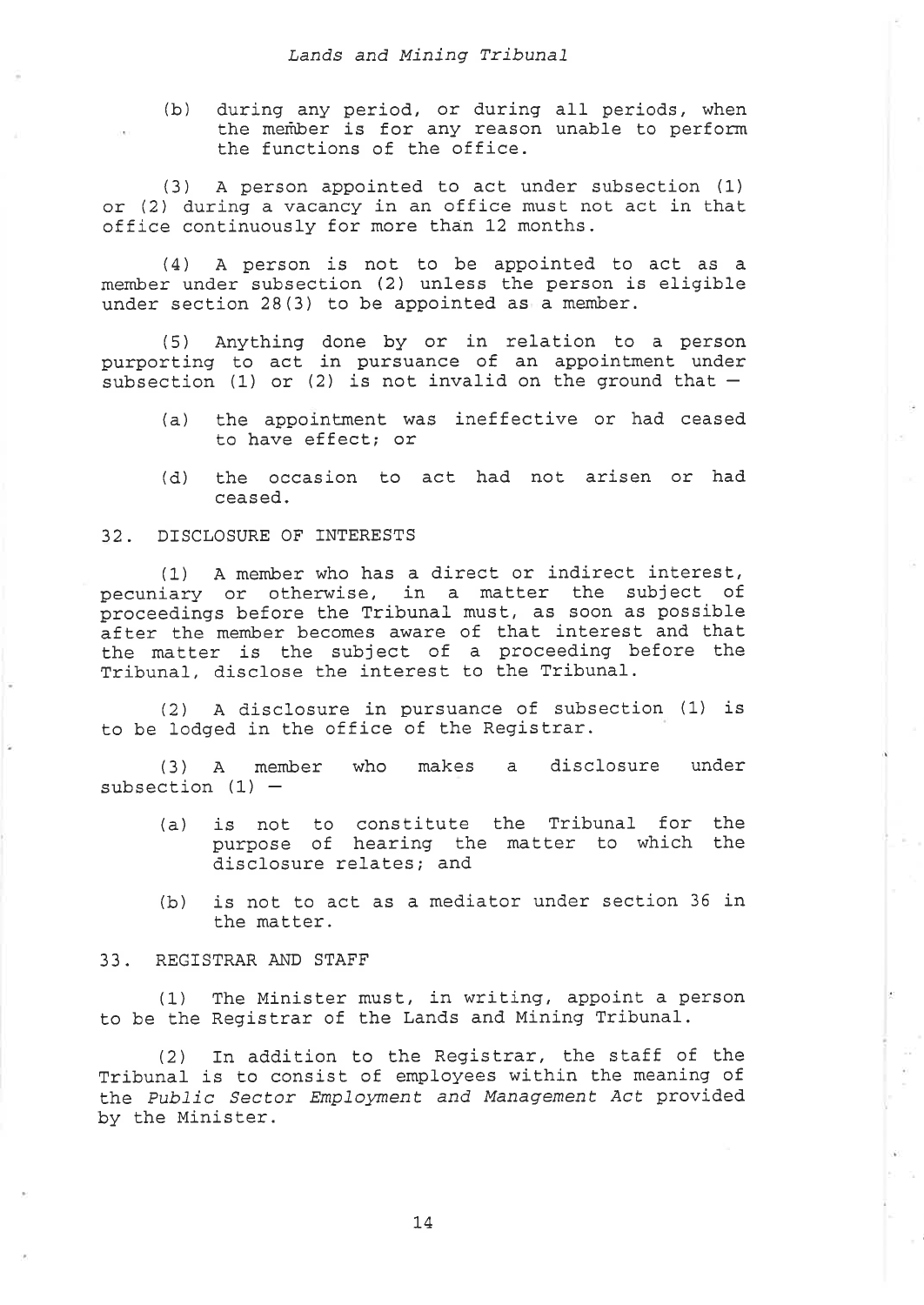(b) during any period, or during all periods, when the member is for any reason unable to perform the functions of the office.

(3) A person appointed to act under subsection (1) or (2) during a vacancy in an office must not act in that office continuously for more than 12 months.

(4) A person is not to be appointed to act as a member under subsection (2) unless the person is eligible under section 28(3) to be appointed as a member.

(5) Anything done by or in relation to a person purporting to act in pursuance of an appointment under subsection (1) or (2) is not invalid on the ground that —

(a) the appointment was ineffective or had ceased to have effect; or

(d) the occasion to act had not arisen or had ceased.

## 32. DISCLOSURE OF INTERESTS

(1) A member who has a direct or indirect interest, pecuniary or otherwise, in a matter the subject of proceedings before the Tribunal must, as soon as possible after the member becomes aware of that interest and that the matter is the subject of a proceeding before the Tribunal, disclose the interest to the Tribunal.

(2) A disclosure in pursuance of subsection (1) is to be lodged in the office of the Registrar.

(3) A member who makes a disclosure under subsection (1) —

(a) is not to constitute the Tribunal for the purpose of hearing the matter to which the disclosure relates; and

(b) is not to act as a mediator under section 36 in the matter.

## 33. REGISTRAR AND STAFF

(1) The Minister must, in writing, appoint a person to be the Registrar of the Lands and Mining Tribunal.

(2) In addition to the Registrar, the staff of the Tribunal is to consist of employees within the meaning of the *Public Sector Employment and Management Act* provided by the Minister.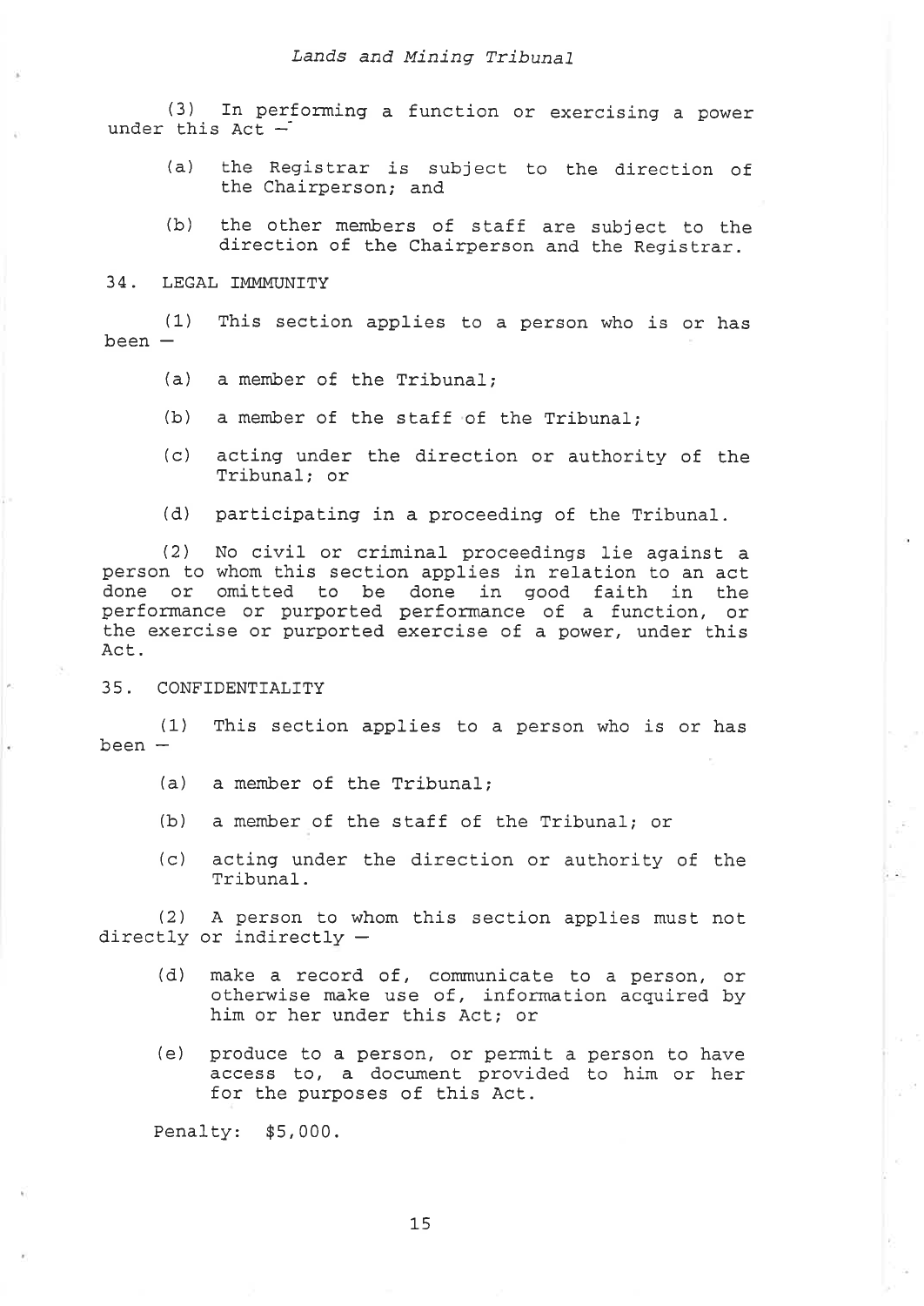(3) In performing a function or exercising a power under this Act –

(a) the Registrar is subject to the direction of the Chairperson; and

(b) the other members of staff are subject to the direction of the Chairperson and the Registrar.

## 34. LEGAL IMMMUNITY

(1) This section applies to a person who is or has been –

(a) a member of the Tribunal;

(b) a member of the staff of the Tribunal;

(c) acting under the direction or authority of the Tribunal; or

(d) participating in a proceeding of the Tribunal.

(2) No civil or criminal proceedings lie against a person to whom this section applies in relation to an act done or omitted to be done in good faith in the performance or purported performance of a function, or the exercise or purported exercise of a power, under this Act.

## 35. CONFIDENTIALITY

(1) This section applies to a person who is or has been –

(a) a member of the Tribunal;

(b) a member of the staff of the Tribunal; or

(c) acting under the direction or authority of the Tribunal.

(2) A person to whom this section applies must not directly or indirectly –

(d) make a record of, communicate to a person, or otherwise make use of, information acquired by him or her under this Act; or

(e) produce to a person, or permit a person to have access to, a document provided to him or her for the purposes of this Act.

Penalty: $5,000.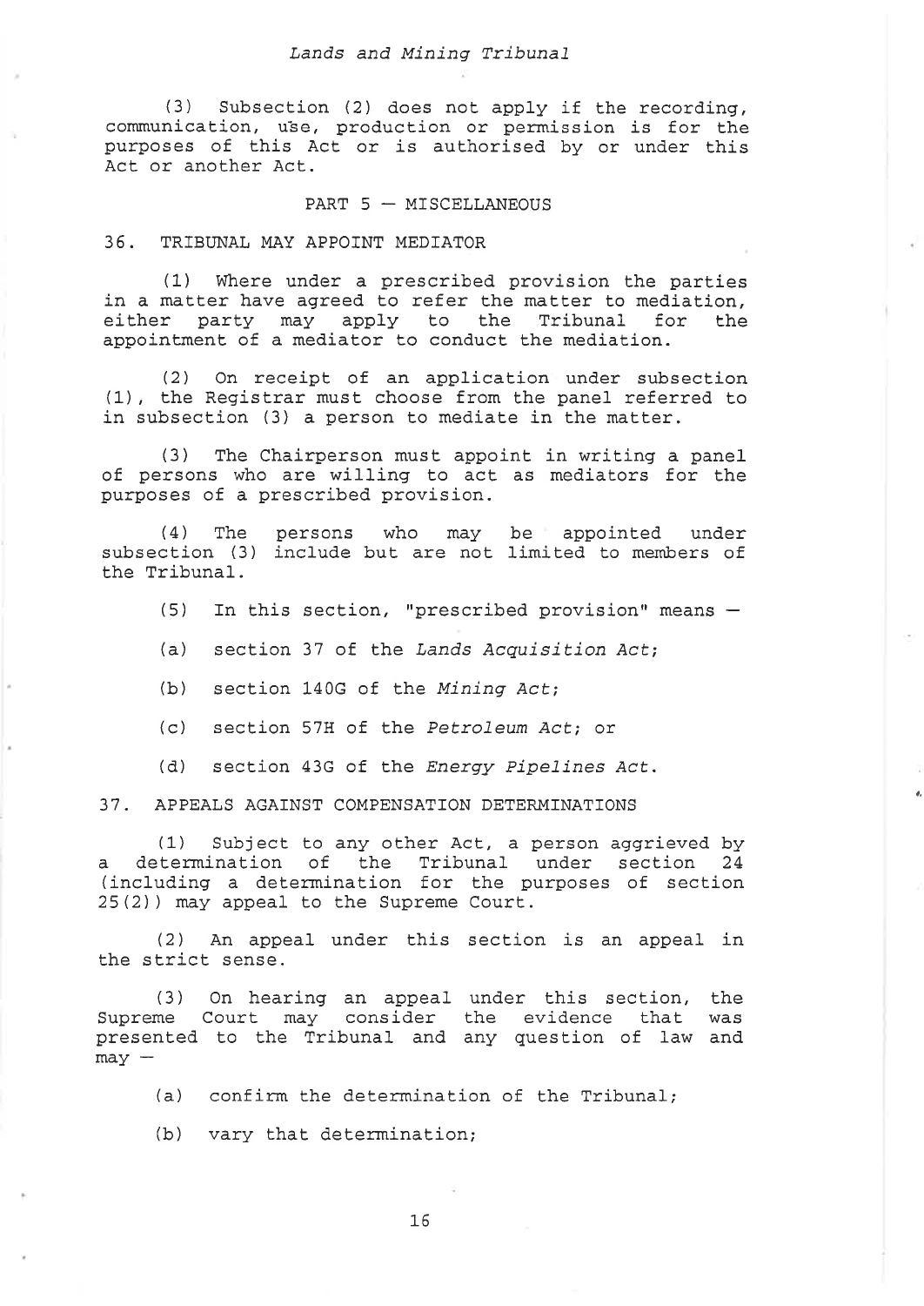(3) Subsection (2) does not apply if the recording, communication, use, production or permission is for the purposes of this Act or is authorised by or under this Act or another Act.

## PART 5 — MISCELLANEOUS

### 36. TRIBUNAL MAY APPOINT MEDIATOR

(1) Where under a prescribed provision the parties in a matter have agreed to refer the matter to mediation, either party may apply to the Tribunal for the appointment of a mediator to conduct the mediation.

(2) On receipt of an application under subsection (1), the Registrar must choose from the panel referred to in subsection (3) a person to mediate in the matter.

(3) The Chairperson must appoint in writing a panel of persons who are willing to act as mediators for the purposes of a prescribed provision.

(4) The persons who may be appointed under subsection (3) include but are not limited to members of the Tribunal.

(5) In this section, "prescribed provision" means —

(a) section 37 of the *Lands Acquisition Act*;

(b) section 140G of the *Mining Act*;

(c) section 57H of the *Petroleum Act*; or

(d) section 43G of the *Energy Pipelines Act*.

### 37. APPEALS AGAINST COMPENSATION DETERMINATIONS

(1) Subject to any other Act, a person aggrieved by a determination of the Tribunal under section 24 (including a determination for the purposes of section 25(2)) may appeal to the Supreme Court.

(2) An appeal under this section is an appeal in the strict sense.

(3) On hearing an appeal under this section, the Supreme Court may consider the evidence that was presented to the Tribunal and any question of law and may —

(a) confirm the determination of the Tribunal;

(b) vary that determination;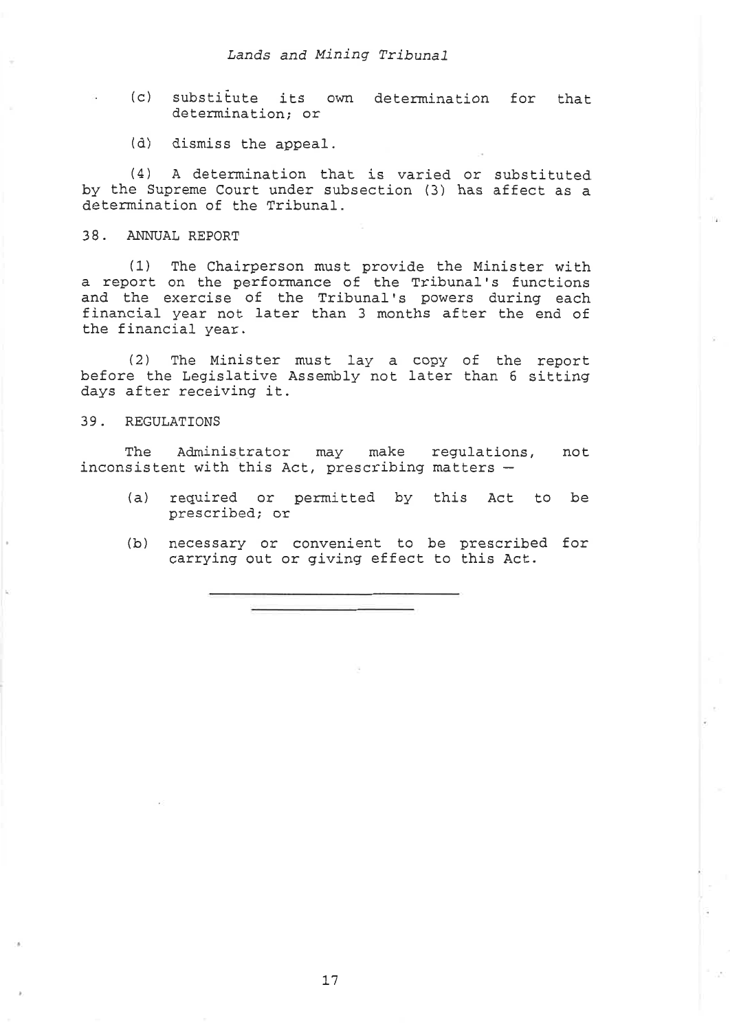(c) substitute its own determination for that determination; or

(d) dismiss the appeal.

(4) A determination that is varied or substituted by the Supreme Court under subsection (3) has affect as a determination of the Tribunal.

38. ANNUAL REPORT

(1) The Chairperson must provide the Minister with a report on the performance of the Tribunal's functions and the exercise of the Tribunal's powers during each financial year not later than 3 months after the end of the financial year.

(2) The Minister must lay a copy of the report before the Legislative Assembly not later than 6 sitting days after receiving it.

39. REGULATIONS

The Administrator may make regulations, not inconsistent with this Act, prescribing matters –

(a) required or permitted by this Act to be prescribed; or

(b) necessary or convenient to be prescribed for carrying out or giving effect to this Act.